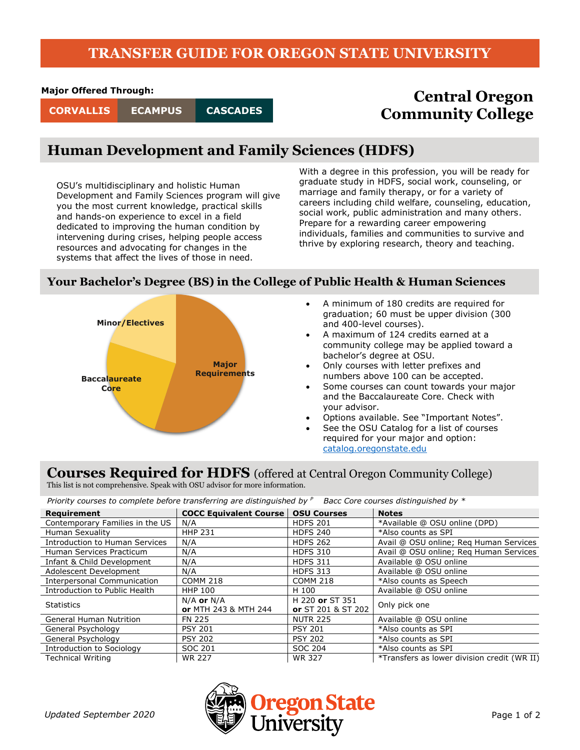# TRANSFER GUIDE FOR OREGON STATE UNIVERSITY

**Major Offered Through:**

**CORVALLIS** | **ECAMPUS** | **CASCADES**

## Central Oregon Community College

## Human Development and Family Sciences (HDFS)

OSU's multidisciplinary and holistic Human Development and Family Sciences program will give you the most current knowledge, practical skills and hands-on experience to excel in a field dedicated to improving the human condition by intervening during crises, helping people access resources and advocating for changes in the systems that affect the lives of those in need.

With a degree in this profession, you will be ready for graduate study in HDFS, social work, counseling, or marriage and family therapy, or for a variety of careers including child welfare, counseling, education, social work, public administration and many others. Prepare for a rewarding career empowering individuals, families and communities to survive and thrive by exploring research, theory and teaching.

## Your Bachelor's Degree (BS) in the College of Public Health & Human Sciences

Minor/Electives

Baccalaureate Core

Major Requirements

- A minimum of 180 credits are required for graduation; 60 must be upper division (300 and 400-level courses).
- A maximum of 124 credits earned at a community college may be applied toward a bachelor's degree at OSU.
- Only courses with letter prefixes and numbers above 100 can be accepted.
- Some courses can count towards your major and the Baccalaureate Core. Check with your advisor.
- Options available. See "Important Notes".
- See the OSU Catalog for a list of courses required for your major and option: [catalog.oregonstate.edu](catalog.oregonstate.edu)

## Courses Required for HDFS (offered at Central Oregon Community College)

This list is not comprehensive. Speak with OSU advisor for more information.

*Priority courses to complete before transferring are distinguished by [P]     Bacc Core courses distinguished by **

| Requirement | COCC Equivalent Course | OSU Courses | Notes |
|---|---|---|---|
| Contemporary Families in the US | N/A | HDFS 201 | *Available @ OSU online (DPD) |
| Human Sexuality | HHP 231 | HDFS 240 | *Also counts as SPI |
| Introduction to Human Services | N/A | HDFS 262 | Avail @ OSU online; Req Human Services |
| Human Services Practicum | N/A | HDFS 310 | Avail @ OSU online; Req Human Services |
| Infant & Child Development | N/A | HDFS 311 | Available @ OSU online |
| Adolescent Development | N/A | HDFS 313 | Available @ OSU online |
| Interpersonal Communication | COMM 218 | COMM 218 | *Also counts as Speech |
| Introduction to Public Health | HHP 100 | H 100 | Available @ OSU online |
| Statistics | N/A **or** N/A **or** MTH 243 & MTH 244 | H 220 **or** ST 351 **or** ST 201 & ST 202 | Only pick one |
| General Human Nutrition | FN 225 | NUTR 225 | Available @ OSU online |
| General Psychology | PSY 201 | PSY 201 | *Also counts as SPI |
| General Psychology | PSY 202 | PSY 202 | *Also counts as SPI |
| Introduction to Sociology | SOC 201 | SOC 204 | *Also counts as SPI |
| Technical Writing | WR 227 | WR 327 | *Transfers as lower division credit (WR II) |

*Updated September 2020*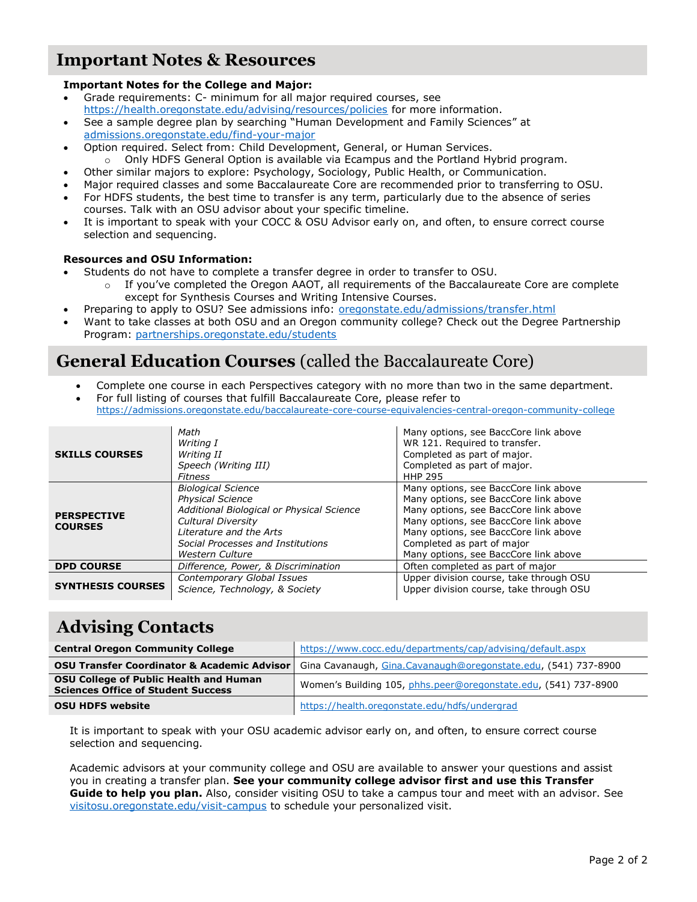## Important Notes & Resources

**Important Notes for the College and Major:**

- Grade requirements: C- minimum for all major required courses, see https://health.oregonstate.edu/advising/resources/policies for more information.
- See a sample degree plan by searching "Human Development and Family Sciences" at admissions.oregonstate.edu/find-your-major
- Option required. Select from: Child Development, General, or Human Services.
    - Only HDFS General Option is available via Ecampus and the Portland Hybrid program.
- Other similar majors to explore: Psychology, Sociology, Public Health, or Communication.
- Major required classes and some Baccalaureate Core are recommended prior to transferring to OSU.
- For HDFS students, the best time to transfer is any term, particularly due to the absence of series courses. Talk with an OSU advisor about your specific timeline.
- It is important to speak with your COCC & OSU Advisor early on, and often, to ensure correct course selection and sequencing.

**Resources and OSU Information:**

- Students do not have to complete a transfer degree in order to transfer to OSU.
    - If you've completed the Oregon AAOT, all requirements of the Baccalaureate Core are complete except for Synthesis Courses and Writing Intensive Courses.
- Preparing to apply to OSU? See admissions info: oregonstate.edu/admissions/transfer.html
- Want to take classes at both OSU and an Oregon community college? Check out the Degree Partnership Program: partnerships.oregonstate.edu/students

## General Education Courses (called the Baccalaureate Core)

- Complete one course in each Perspectives category with no more than two in the same department.
- For full listing of courses that fulfill Baccalaureate Core, please refer to https://admissions.oregonstate.edu/baccalaureate-core-course-equivalencies-central-oregon-community-college

| | | |
|---|---|---|
| **SKILLS COURSES** | *Math* | Many options, see BaccCore link above |
| | *Writing I* | WR 121. Required to transfer. |
| | *Writing II* | Completed as part of major. |
| | *Speech (Writing III)* | Completed as part of major. |
| | *Fitness* | HHP 295 |
| **PERSPECTIVE COURSES** | *Biological Science* | Many options, see BaccCore link above |
| | *Physical Science* | Many options, see BaccCore link above |
| | *Additional Biological or Physical Science* | Many options, see BaccCore link above |
| | *Cultural Diversity* | Many options, see BaccCore link above |
| | *Literature and the Arts* | Many options, see BaccCore link above |
| | *Social Processes and Institutions* | Completed as part of major |
| | *Western Culture* | Many options, see BaccCore link above |
| **DPD COURSE** | *Difference, Power, & Discrimination* | Often completed as part of major |
| **SYNTHESIS COURSES** | *Contemporary Global Issues* | Upper division course, take through OSU |
| | *Science, Technology, & Society* | Upper division course, take through OSU |

## Advising Contacts

| | |
|---|---|
| **Central Oregon Community College** | https://www.cocc.edu/departments/cap/advising/default.aspx |
| **OSU Transfer Coordinator & Academic Advisor** | Gina Cavanaugh, Gina.Cavanaugh@oregonstate.edu, (541) 737-8900 |
| **OSU College of Public Health and Human Sciences Office of Student Success** | Women's Building 105, phhs.peer@oregonstate.edu, (541) 737-8900 |
| **OSU HDFS website** | https://health.oregonstate.edu/hdfs/undergrad |

It is important to speak with your OSU academic advisor early on, and often, to ensure correct course selection and sequencing.

Academic advisors at your community college and OSU are available to answer your questions and assist you in creating a transfer plan. **See your community college advisor first and use this Transfer Guide to help you plan.** Also, consider visiting OSU to take a campus tour and meet with an advisor. See visitosu.oregonstate.edu/visit-campus to schedule your personalized visit.